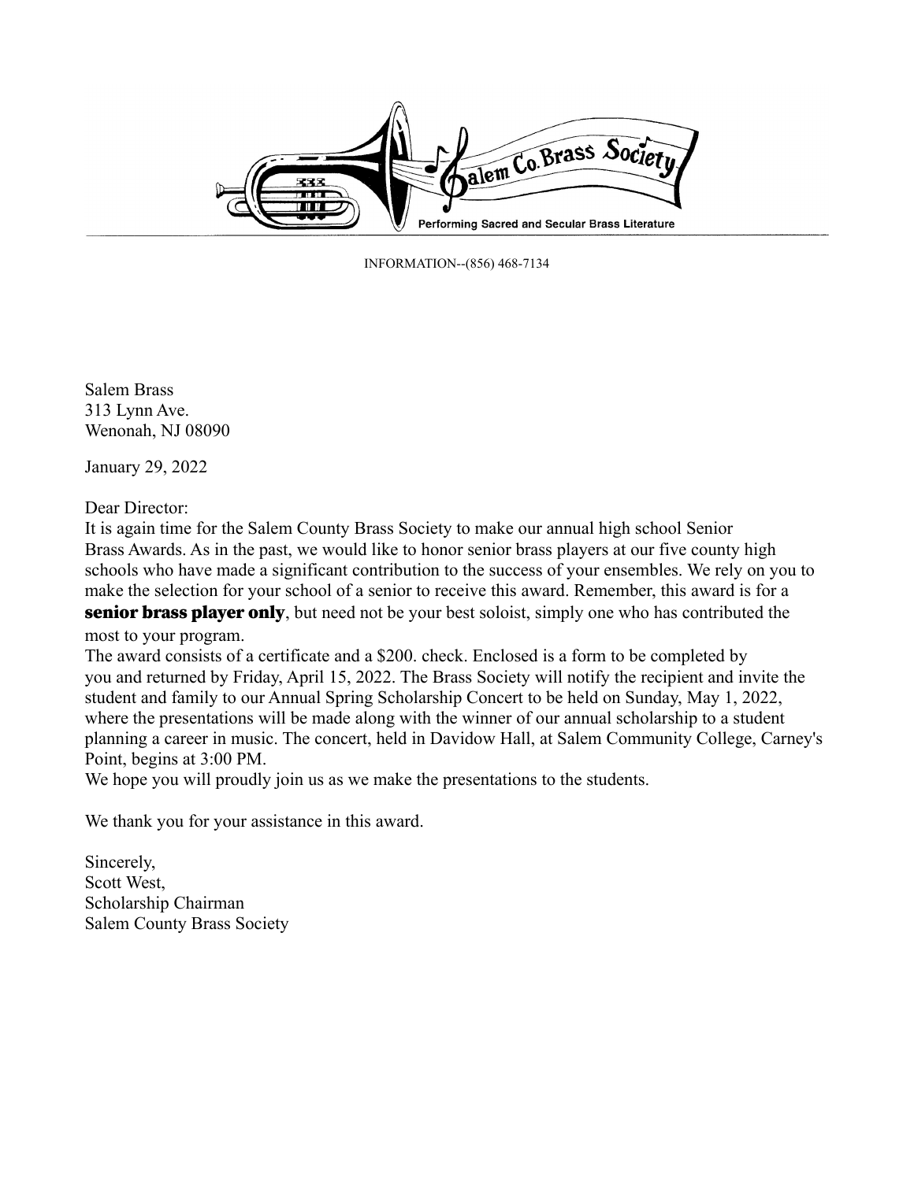Salem Co. Brass Society

Performing Sacred and Secular Brass Literature

INFORMATION--(856) 468-7134

Salem Brass
313 Lynn Ave.
Wenonah, NJ 08090

January 29, 2022

Dear Director:

It is again time for the Salem County Brass Society to make our annual high school Senior Brass Awards. As in the past, we would like to honor senior brass players at our five county high schools who have made a significant contribution to the success of your ensembles. We rely on you to make the selection for your school of a senior to receive this award. Remember, this award is for a **senior brass player only**, but need not be your best soloist, simply one who has contributed the most to your program.

The award consists of a certificate and a $200. check. Enclosed is a form to be completed by you and returned by Friday, April 15, 2022. The Brass Society will notify the recipient and invite the student and family to our Annual Spring Scholarship Concert to be held on Sunday, May 1, 2022, where the presentations will be made along with the winner of our annual scholarship to a student planning a career in music. The concert, held in Davidow Hall, at Salem Community College, Carney's Point, begins at 3:00 PM.

We hope you will proudly join us as we make the presentations to the students.

We thank you for your assistance in this award.

Sincerely,
Scott West,
Scholarship Chairman
Salem County Brass Society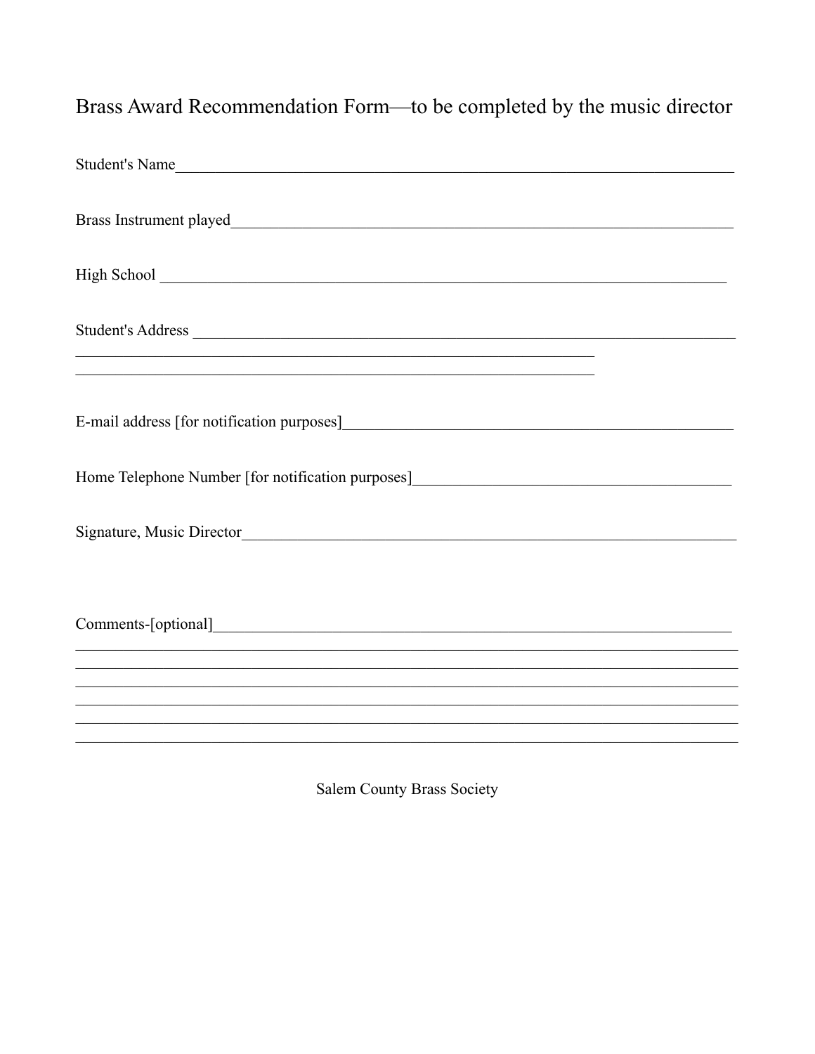# Brass Award Recommendation Form—to be completed by the music director

Student's Name_______________________________________________________________________

Brass Instrument played_________________________________________________________________

High School _________________________________________________________________________

Student's Address ____________________________________________________________________
____________________________________________________________________
____________________________________________________________________

E-mail address [for notification purposes]___________________________________________________

Home Telephone Number [for notification purposes]_________________________________________

Signature, Music Director_______________________________________________________________

Comments-[optional]___________________________________________________________________
_____________________________________________________________________________________
_____________________________________________________________________________________
_____________________________________________________________________________________
_____________________________________________________________________________________
_____________________________________________________________________________________
_____________________________________________________________________________________

Salem County Brass Society